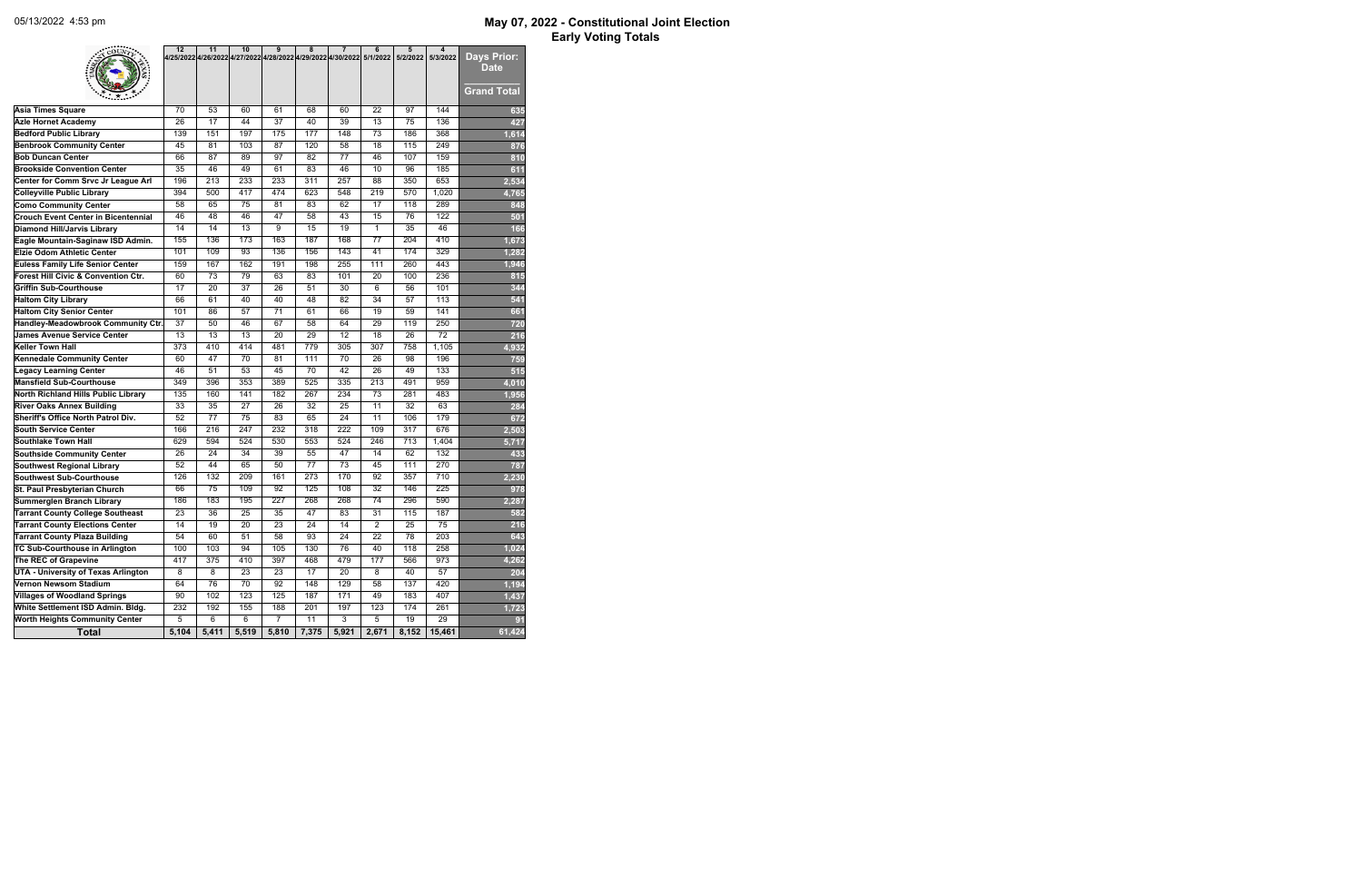05/13/2022 4:53 pm

# May 07, 2022 - Constitutional Joint Election
## Early Voting Totals

| | 12 | 11 | 10 | 9 | 8 | 7 | 6 | 5 | 4 | Days Prior: Date |
|---|---|---|---|---|---|---|---|---|---|---|
| | 4/25/2022 | 4/26/2022 | 4/27/2022 | 4/28/2022 | 4/29/2022 | 4/30/2022 | 5/1/2022 | 5/2/2022 | 5/3/2022 | Grand Total |
| **Asia Times Square** | 70 | 53 | 60 | 61 | 68 | 60 | 22 | 97 | 144 | 635 |
| **Azle Hornet Academy** | 26 | 17 | 44 | 37 | 40 | 39 | 13 | 75 | 136 | 427 |
| **Bedford Public Library** | 139 | 151 | 197 | 175 | 177 | 148 | 73 | 186 | 368 | 1,614 |
| **Benbrook Community Center** | 45 | 81 | 103 | 87 | 120 | 58 | 18 | 115 | 249 | 876 |
| **Bob Duncan Center** | 66 | 87 | 89 | 97 | 82 | 77 | 46 | 107 | 159 | 810 |
| **Brookside Convention Center** | 35 | 46 | 49 | 61 | 83 | 46 | 10 | 96 | 185 | 611 |
| **Center for Comm Srvc Jr League Arl** | 196 | 213 | 233 | 233 | 311 | 257 | 88 | 350 | 653 | 2,534 |
| **Colleyville Public Library** | 394 | 500 | 417 | 474 | 623 | 548 | 219 | 570 | 1,020 | 4,765 |
| **Como Community Center** | 58 | 65 | 75 | 81 | 83 | 62 | 17 | 118 | 289 | 848 |
| **Crouch Event Center in Bicentennial** | 46 | 48 | 46 | 47 | 58 | 43 | 15 | 76 | 122 | 501 |
| **Diamond Hill/Jarvis Library** | 14 | 14 | 13 | 9 | 15 | 19 | 1 | 35 | 46 | 166 |
| **Eagle Mountain-Saginaw ISD Admin.** | 155 | 136 | 173 | 163 | 187 | 168 | 77 | 204 | 410 | 1,673 |
| **Elzie Odom Athletic Center** | 101 | 109 | 93 | 136 | 156 | 143 | 41 | 174 | 329 | 1,282 |
| **Euless Family Life Senior Center** | 159 | 167 | 162 | 191 | 198 | 255 | 111 | 260 | 443 | 1,946 |
| **Forest Hill Civic & Convention Ctr.** | 60 | 73 | 79 | 63 | 83 | 101 | 20 | 100 | 236 | 815 |
| **Griffin Sub-Courthouse** | 17 | 20 | 37 | 26 | 51 | 30 | 6 | 56 | 101 | 344 |
| **Haltom City Library** | 66 | 61 | 40 | 40 | 48 | 82 | 34 | 57 | 113 | 541 |
| **Haltom City Senior Center** | 101 | 86 | 57 | 71 | 61 | 66 | 19 | 59 | 141 | 661 |
| **Handley-Meadowbrook Community Ctr.** | 37 | 50 | 46 | 67 | 58 | 64 | 29 | 119 | 250 | 720 |
| **James Avenue Service Center** | 13 | 13 | 13 | 20 | 29 | 12 | 18 | 26 | 72 | 216 |
| **Keller Town Hall** | 373 | 410 | 414 | 481 | 779 | 305 | 307 | 758 | 1,105 | 4,932 |
| **Kennedale Community Center** | 60 | 47 | 70 | 81 | 111 | 70 | 26 | 98 | 196 | 759 |
| **Legacy Learning Center** | 46 | 51 | 53 | 45 | 70 | 42 | 26 | 49 | 133 | 515 |
| **Mansfield Sub-Courthouse** | 349 | 396 | 353 | 389 | 525 | 335 | 213 | 491 | 959 | 4,010 |
| **North Richland Hills Public Library** | 135 | 160 | 141 | 182 | 267 | 234 | 73 | 281 | 483 | 1,956 |
| **River Oaks Annex Building** | 33 | 35 | 27 | 26 | 32 | 25 | 11 | 32 | 63 | 284 |
| **Sheriff's Office North Patrol Div.** | 52 | 77 | 75 | 83 | 65 | 24 | 11 | 106 | 179 | 672 |
| **South Service Center** | 166 | 216 | 247 | 232 | 318 | 222 | 109 | 317 | 676 | 2,503 |
| **Southlake Town Hall** | 629 | 594 | 524 | 530 | 553 | 524 | 246 | 713 | 1,404 | 5,717 |
| **Southside Community Center** | 26 | 24 | 34 | 39 | 55 | 47 | 14 | 62 | 132 | 433 |
| **Southwest Regional Library** | 52 | 44 | 65 | 50 | 77 | 73 | 45 | 111 | 270 | 787 |
| **Southwest Sub-Courthouse** | 126 | 132 | 209 | 161 | 273 | 170 | 92 | 357 | 710 | 2,230 |
| **St. Paul Presbyterian Church** | 66 | 75 | 109 | 92 | 125 | 108 | 32 | 146 | 225 | 978 |
| **Summerglen Branch Library** | 186 | 183 | 195 | 227 | 268 | 268 | 74 | 296 | 590 | 2,287 |
| **Tarrant County College Southeast** | 23 | 36 | 25 | 35 | 47 | 83 | 31 | 115 | 187 | 582 |
| **Tarrant County Elections Center** | 14 | 19 | 20 | 23 | 24 | 14 | 2 | 25 | 75 | 216 |
| **Tarrant County Plaza Building** | 54 | 60 | 51 | 58 | 93 | 24 | 22 | 78 | 203 | 643 |
| **TC Sub-Courthouse in Arlington** | 100 | 103 | 94 | 105 | 130 | 76 | 40 | 118 | 258 | 1,024 |
| **The REC of Grapevine** | 417 | 375 | 410 | 397 | 468 | 479 | 177 | 566 | 973 | 4,262 |
| **UTA - University of Texas Arlington** | 8 | 8 | 23 | 23 | 17 | 20 | 8 | 40 | 57 | 204 |
| **Vernon Newsom Stadium** | 64 | 76 | 70 | 92 | 148 | 129 | 58 | 137 | 420 | 1,194 |
| **Villages of Woodland Springs** | 90 | 102 | 123 | 125 | 187 | 171 | 49 | 183 | 407 | 1,437 |
| **White Settlement ISD Admin. Bldg.** | 232 | 192 | 155 | 188 | 201 | 197 | 123 | 174 | 261 | 1,723 |
| **Worth Heights Community Center** | 5 | 6 | 6 | 7 | 11 | 3 | 5 | 19 | 29 | 91 |
| **Total** | 5,104 | 5,411 | 5,519 | 5,810 | 7,375 | 5,921 | 2,671 | 8,152 | 15,461 | 61,424 |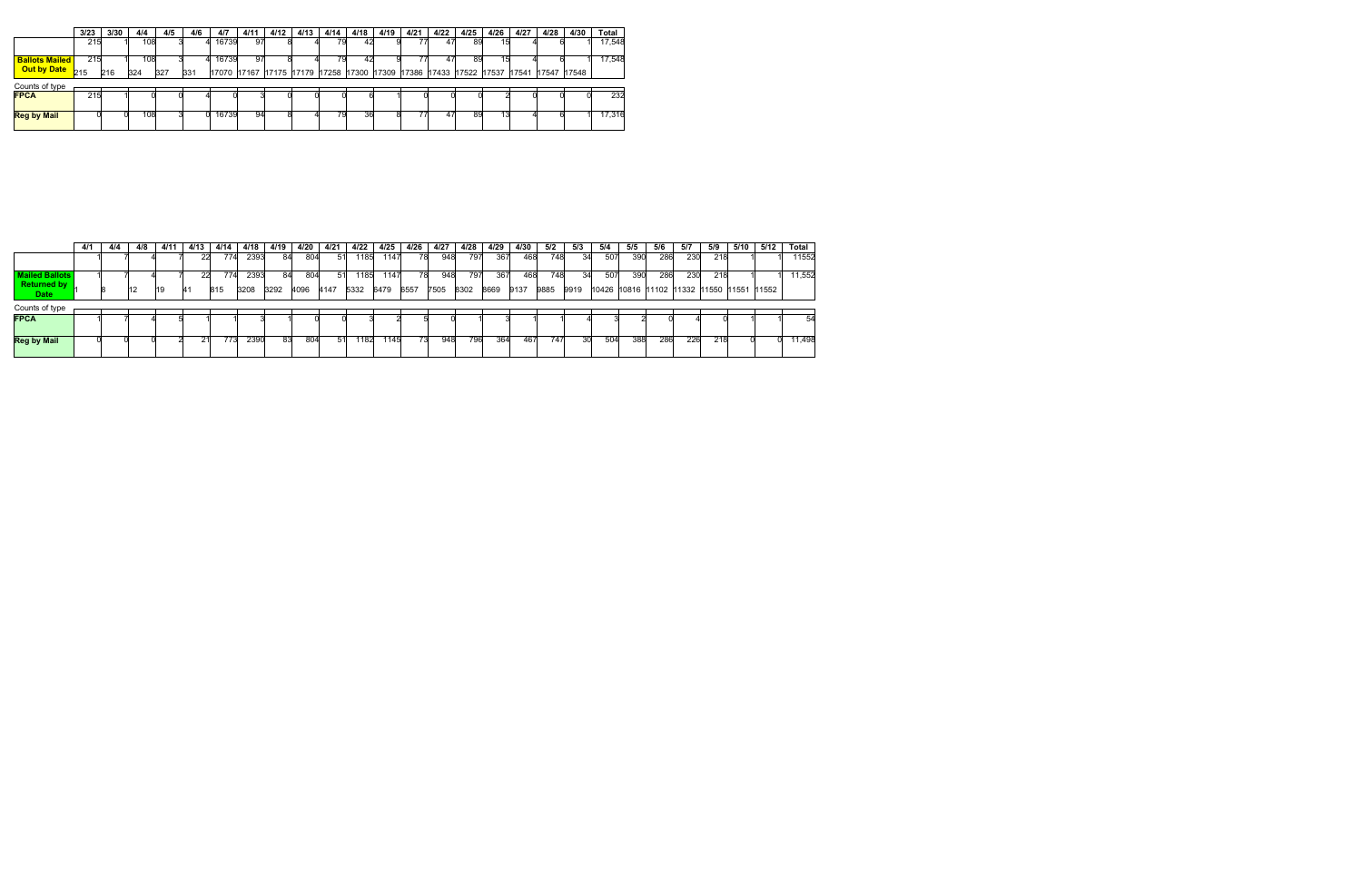| | 3/23 | 3/30 | 4/4 | 4/5 | 4/6 | 4/7 | 4/11 | 4/12 | 4/13 | 4/14 | 4/18 | 4/19 | 4/21 | 4/22 | 4/25 | 4/26 | 4/27 | 4/28 | 4/30 | Total |
|---|---|---|---|---|---|---|---|---|---|---|---|---|---|---|---|---|---|---|---|---|
| | 215 | 1 | 108 | 3 | 4 | 16739 | 97 | 8 | 4 | 79 | 42 | 9 | 77 | 47 | 89 | 15 | 4 | 6 | 1 | 17,548 |
| **Ballots Mailed Out by Date** | 215 | 1 | 108 | 3 | 4 | 16739 | 97 | 8 | 4 | 79 | 42 | 9 | 77 | 47 | 89 | 15 | 4 | 6 | 1 | 17,548 |
| | 215 | 216 | 324 | 327 | 331 | 17070 | 17167 | 17175 | 17179 | 17258 | 17300 | 17309 | 17386 | 17433 | 17522 | 17537 | 17541 | 17547 | 17548 | |
| Counts of type | | | | | | | | | | | | | | | | | | | | |
| **FPCA** | 215 | 1 | 0 | 0 | 4 | 0 | 3 | 0 | 0 | 0 | 6 | 1 | 0 | 0 | 0 | 2 | 0 | 0 | 0 | 232 |
| **Reg by Mail** | 0 | 0 | 108 | 3 | 0 | 16739 | 94 | 8 | 4 | 79 | 36 | 8 | 77 | 47 | 89 | 13 | 4 | 6 | 1 | 17,316 |

| | 4/1 | 4/4 | 4/8 | 4/11 | 4/13 | 4/14 | 4/18 | 4/19 | 4/20 | 4/21 | 4/22 | 4/25 | 4/26 | 4/27 | 4/28 | 4/29 | 4/30 | 5/2 | 5/3 | 5/4 | 5/5 | 5/6 | 5/7 | 5/9 | 5/10 | 5/12 | Total |
|---|---|---|---|---|---|---|---|---|---|---|---|---|---|---|---|---|---|---|---|---|---|---|---|---|---|---|---|
| | 1 | 7 | 4 | 7 | 22 | 774 | 2393 | 84 | 804 | 51 | 1185 | 1147 | 78 | 948 | 797 | 367 | 468 | 748 | 34 | 507 | 390 | 286 | 230 | 218 | 1 | 1 | 11552 |
| **Mailed Ballots Returned by Date** | 1 | 7 | 4 | 7 | 22 | 774 | 2393 | 84 | 804 | 51 | 1185 | 1147 | 78 | 948 | 797 | 367 | 468 | 748 | 34 | 507 | 390 | 286 | 230 | 218 | 1 | 1 | 11,552 |
| | 1 | 8 | 12 | 19 | 41 | 815 | 3208 | 3292 | 4096 | 4147 | 5332 | 6479 | 6557 | 7505 | 8302 | 8669 | 9137 | 9885 | 9919 | 10426 | 10816 | 11102 | 11332 | 11550 | 11551 | 11552 | |
| Counts of type | | | | | | | | | | | | | | | | | | | | | | | | | | | |
| **FPCA** | 1 | 7 | 4 | 5 | 1 | 1 | 3 | 1 | 0 | 0 | 3 | 2 | 5 | 0 | 1 | 3 | 1 | 1 | 4 | 3 | 2 | 0 | 4 | 0 | 1 | 1 | 54 |
| **Reg by Mail** | 0 | 0 | 0 | 2 | 21 | 773 | 2390 | 83 | 804 | 51 | 1182 | 1145 | 73 | 948 | 796 | 364 | 467 | 747 | 30 | 504 | 388 | 286 | 226 | 218 | 0 | 0 | 11,498 |